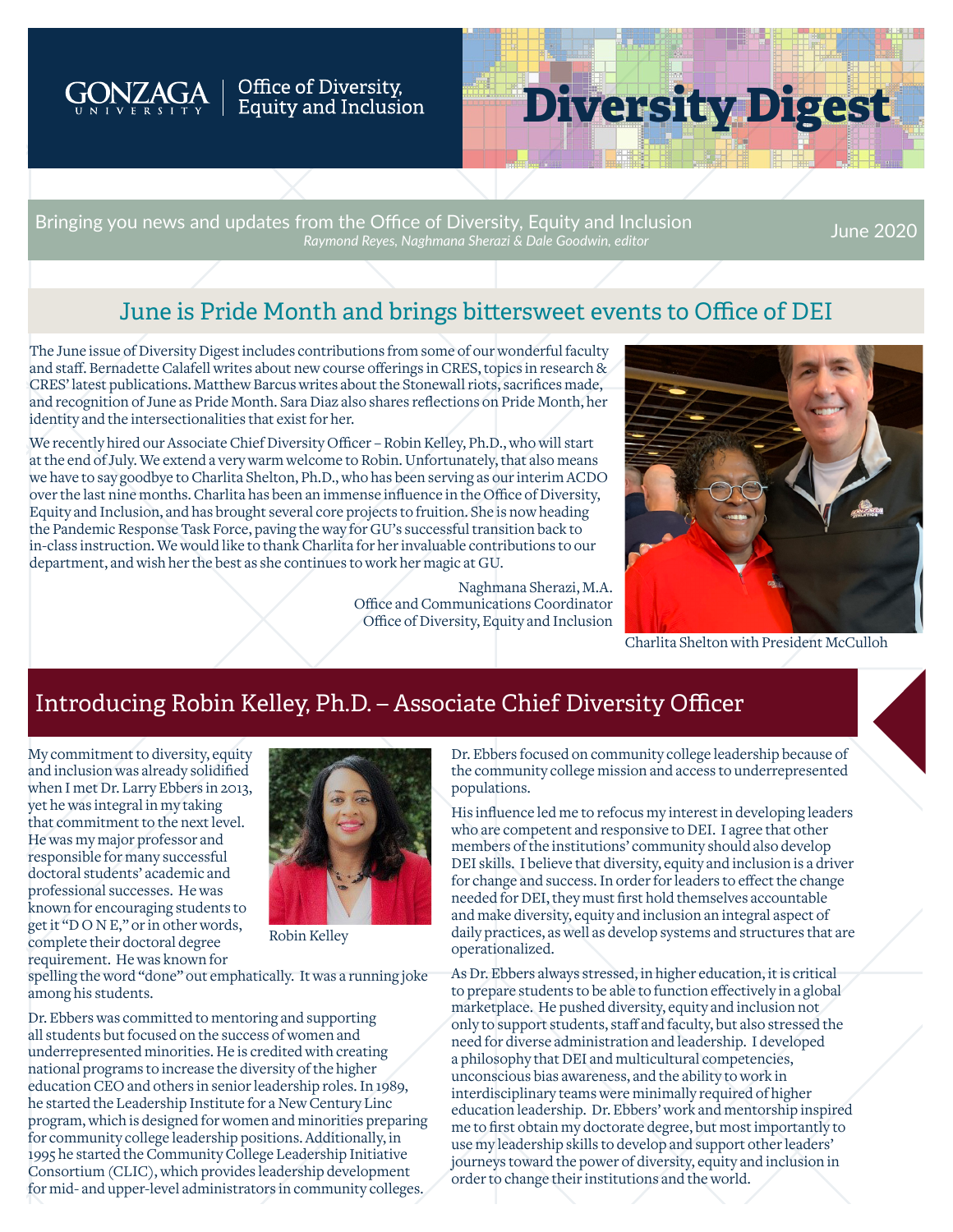GONZAGA UNIVERSITY | Office of Diversity, Equity and Inclusion

# Diversity Digest

Bringing you news and updates from the Office of Diversity, Equity and Inclusion
*Raymond Reyes, Naghmana Sherazi & Dale Goodwin, editor*

June 2020

## June is Pride Month and brings bittersweet events to Office of DEI

The June issue of Diversity Digest includes contributions from some of our wonderful faculty and staff. Bernadette Calafell writes about new course offerings in CRES, topics in research & CRES' latest publications. Matthew Barcus writes about the Stonewall riots, sacrifices made, and recognition of June as Pride Month. Sara Diaz also shares reflections on Pride Month, her identity and the intersectionalities that exist for her.

We recently hired our Associate Chief Diversity Officer – Robin Kelley, Ph.D., who will start at the end of July. We extend a very warm welcome to Robin. Unfortunately, that also means we have to say goodbye to Charlita Shelton, Ph.D., who has been serving as our interim ACDO over the last nine months. Charlita has been an immense influence in the Office of Diversity, Equity and Inclusion, and has brought several core projects to fruition. She is now heading the Pandemic Response Task Force, paving the way for GU's successful transition back to in-class instruction. We would like to thank Charlita for her invaluable contributions to our department, and wish her the best as she continues to work her magic at GU.

Naghmana Sherazi, M.A.
Office and Communications Coordinator
Office of Diversity, Equity and Inclusion

Charlita Shelton with President McCulloh

## Introducing Robin Kelley, Ph.D. – Associate Chief Diversity Officer

Robin Kelley

My commitment to diversity, equity and inclusion was already solidified when I met Dr. Larry Ebbers in 2013, yet he was integral in my taking that commitment to the next level. He was my major professor and responsible for many successful doctoral students' academic and professional successes. He was known for encouraging students to get it "D O N E," or in other words, complete their doctoral degree requirement. He was known for spelling the word "done" out emphatically. It was a running joke among his students.

Dr. Ebbers was committed to mentoring and supporting all students but focused on the success of women and underrepresented minorities. He is credited with creating national programs to increase the diversity of the higher education CEO and others in senior leadership roles. In 1989, he started the Leadership Institute for a New Century Linc program, which is designed for women and minorities preparing for community college leadership positions. Additionally, in 1995 he started the Community College Leadership Initiative Consortium (CLIC), which provides leadership development for mid- and upper-level administrators in community colleges. Dr. Ebbers focused on community college leadership because of the community college mission and access to underrepresented populations.

His influence led me to refocus my interest in developing leaders who are competent and responsive to DEI. I agree that other members of the institutions' community should also develop DEI skills. I believe that diversity, equity and inclusion is a driver for change and success. In order for leaders to effect the change needed for DEI, they must first hold themselves accountable and make diversity, equity and inclusion an integral aspect of daily practices, as well as develop systems and structures that are operationalized.

As Dr. Ebbers always stressed, in higher education, it is critical to prepare students to be able to function effectively in a global marketplace. He pushed diversity, equity and inclusion not only to support students, staff and faculty, but also stressed the need for diverse administration and leadership. I developed a philosophy that DEI and multicultural competencies, unconscious bias awareness, and the ability to work in interdisciplinary teams were minimally required of higher education leadership. Dr. Ebbers' work and mentorship inspired me to first obtain my doctorate degree, but most importantly to use my leadership skills to develop and support other leaders' journeys toward the power of diversity, equity and inclusion in order to change their institutions and the world.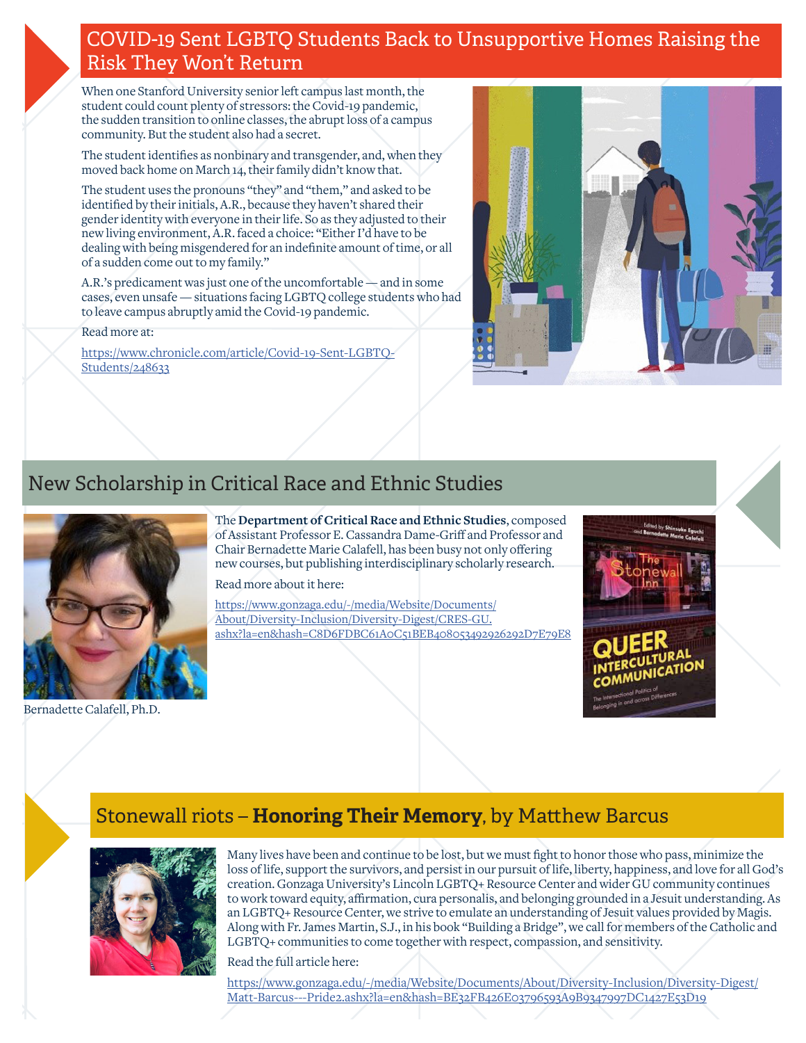## COVID-19 Sent LGBTQ Students Back to Unsupportive Homes Raising the Risk They Won't Return

When one Stanford University senior left campus last month, the student could count plenty of stressors: the Covid-19 pandemic, the sudden transition to online classes, the abrupt loss of a campus community. But the student also had a secret.

The student identifies as nonbinary and transgender, and, when they moved back home on March 14, their family didn't know that.

The student uses the pronouns "they" and "them," and asked to be identified by their initials, A.R., because they haven't shared their gender identity with everyone in their life. So as they adjusted to their new living environment, A.R. faced a choice: "Either I'd have to be dealing with being misgendered for an indefinite amount of time, or all of a sudden come out to my family."

A.R.'s predicament was just one of the uncomfortable — and in some cases, even unsafe — situations facing LGBTQ college students who had to leave campus abruptly amid the Covid-19 pandemic.

Read more at:

https://www.chronicle.com/article/Covid-19-Sent-LGBTQ-Students/248633

## New Scholarship in Critical Race and Ethnic Studies

Bernadette Calafell, Ph.D.

The **Department of Critical Race and Ethnic Studies**, composed of Assistant Professor E. Cassandra Dame-Griff and Professor and Chair Bernadette Marie Calafell, has been busy not only offering new courses, but publishing interdisciplinary scholarly research.

Read more about it here:

https://www.gonzaga.edu/-/media/Website/Documents/About/Diversity-Inclusion/Diversity-Digest/CRES-GU.ashx?la=en&hash=C8D6FDBC61A0C51BEB408053492926292D7E79E8

## Stonewall riots – **Honoring Their Memory**, by Matthew Barcus

Many lives have been and continue to be lost, but we must fight to honor those who pass, minimize the loss of life, support the survivors, and persist in our pursuit of life, liberty, happiness, and love for all God's creation. Gonzaga University's Lincoln LGBTQ+ Resource Center and wider GU community continues to work toward equity, affirmation, cura personalis, and belonging grounded in a Jesuit understanding. As an LGBTQ+ Resource Center, we strive to emulate an understanding of Jesuit values provided by Magis. Along with Fr. James Martin, S.J., in his book "Building a Bridge", we call for members of the Catholic and LGBTQ+ communities to come together with respect, compassion, and sensitivity.

Read the full article here:

https://www.gonzaga.edu/-/media/Website/Documents/About/Diversity-Inclusion/Diversity-Digest/Matt-Barcus---Pride2.ashx?la=en&hash=BE32FB426E03796593A9B9347997DC1427E53D19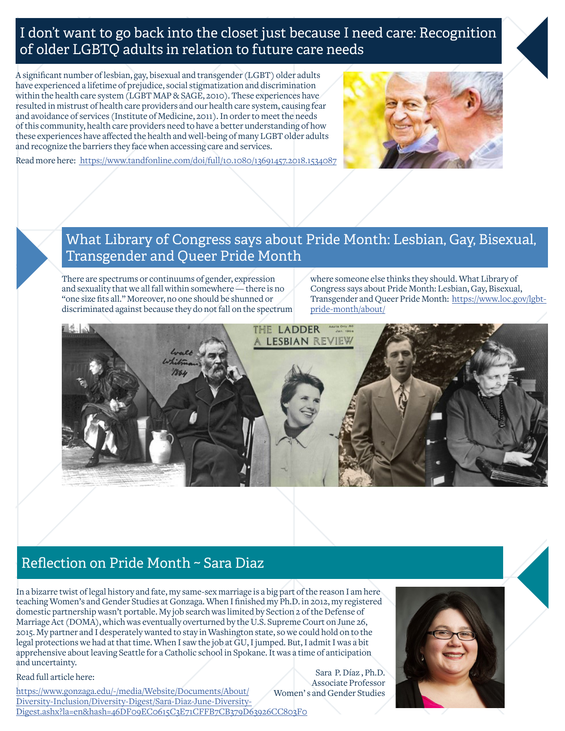## I don't want to go back into the closet just because I need care: Recognition of older LGBTQ adults in relation to future care needs

A significant number of lesbian, gay, bisexual and transgender (LGBT) older adults have experienced a lifetime of prejudice, social stigmatization and discrimination within the health care system (LGBT MAP & SAGE, 2010). These experiences have resulted in mistrust of health care providers and our health care system, causing fear and avoidance of services (Institute of Medicine, 2011). In order to meet the needs of this community, health care providers need to have a better understanding of how these experiences have affected the health and well-being of many LGBT older adults and recognize the barriers they face when accessing care and services.

Read more here: https://www.tandfonline.com/doi/full/10.1080/13691457.2018.1534087

## What Library of Congress says about Pride Month: Lesbian, Gay, Bisexual, Transgender and Queer Pride Month

There are spectrums or continuums of gender, expression and sexuality that we all fall within somewhere — there is no "one size fits all." Moreover, no one should be shunned or discriminated against because they do not fall on the spectrum where someone else thinks they should. What Library of Congress says about Pride Month: Lesbian, Gay, Bisexual, Transgender and Queer Pride Month: https://www.loc.gov/lgbt-pride-month/about/

## Reflection on Pride Month ~ Sara Diaz

In a bizarre twist of legal history and fate, my same-sex marriage is a big part of the reason I am here teaching Women's and Gender Studies at Gonzaga. When I finished my Ph.D. in 2012, my registered domestic partnership wasn't portable. My job search was limited by Section 2 of the Defense of Marriage Act (DOMA), which was eventually overturned by the U.S. Supreme Court on June 26, 2015. My partner and I desperately wanted to stay in Washington state, so we could hold on to the legal protections we had at that time. When I saw the job at GU, I jumped. But, I admit I was a bit apprehensive about leaving Seattle for a Catholic school in Spokane. It was a time of anticipation and uncertainty.

Read full article here:

https://www.gonzaga.edu/-/media/Website/Documents/About/Diversity-Inclusion/Diversity-Digest/Sara-Diaz-June-Diversity-Digest.ashx?la=en&hash=46DF09EC0615C3E71CFFB7CB379D63926CC803F0

Sara P. Díaz, Ph.D.
Associate Professor
Women's and Gender Studies